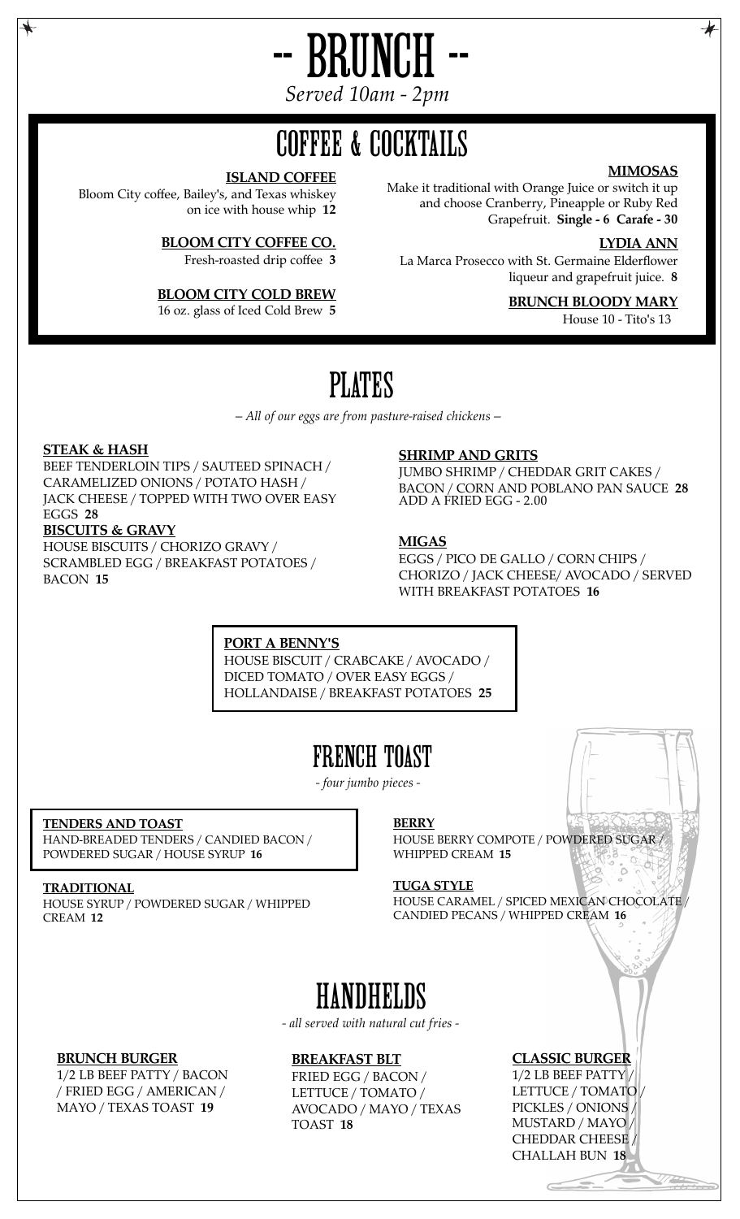# -- BRUNCH --

*Served 10am - 2pm*

## COFFEE & COCKTAILS

**ISLAND COFFEE**

Bloom City coffee, Bailey's, and Texas whiskey on ice with house whip **12**

**BLOOM CITY COFFEE CO.**

Fresh-roasted drip coffee **3**

**BLOOM CITY COLD BREW**

16 oz. glass of Iced Cold Brew **5**

**MIMOSAS**

Make it traditional with Orange Juice or switch it up and choose Cranberry, Pineapple or Ruby Red Grapefruit. **Single - 6 Carafe - 30**

**LYDIA ANN**

La Marca Prosecco with St. Germaine Elderflower liqueur and grapefruit juice. **8**

**BRUNCH BLOODY MARY**

House 10 - Tito's 13

## PLATES

*– All of our eggs are from pasture-raised chickens –*

**STEAK & HASH**

BEEF TENDERLOIN TIPS / SAUTEED SPINACH / CARAMELIZED ONIONS / POTATO HASH / JACK CHEESE / TOPPED WITH TWO OVER EASY EGGS **28**

**BISCUITS & GRAVY**

HOUSE BISCUITS / CHORIZO GRAVY / SCRAMBLED EGG / BREAKFAST POTATOES / BACON **15**

**SHRIMP AND GRITS**

JUMBO SHRIMP / CHEDDAR GRIT CAKES / BACON / CORN AND POBLANO PAN SAUCE **28**
ADD A FRIED EGG - 2.00

**MIGAS**

EGGS / PICO DE GALLO / CORN CHIPS / CHORIZO / JACK CHEESE/ AVOCADO / SERVED WITH BREAKFAST POTATOES **16**

**PORT A BENNY'S**

HOUSE BISCUIT / CRABCAKE / AVOCADO / DICED TOMATO / OVER EASY EGGS / HOLLANDAISE / BREAKFAST POTATOES **25**

## FRENCH TOAST

*- four jumbo pieces -*

**TENDERS AND TOAST**

HAND-BREADED TENDERS / CANDIED BACON / POWDERED SUGAR / HOUSE SYRUP **16**

**TRADITIONAL**

HOUSE SYRUP / POWDERED SUGAR / WHIPPED CREAM **12**

**BERRY**

HOUSE BERRY COMPOTE / POWDERED SUGAR / WHIPPED CREAM **15**

**TUGA STYLE**

HOUSE CARAMEL / SPICED MEXICAN CHOCOLATE / CANDIED PECANS / WHIPPED CREAM **16**

## HANDHELDS

*- all served with natural cut fries -*

**BRUNCH BURGER**

1/2 LB BEEF PATTY / BACON / FRIED EGG / AMERICAN / MAYO / TEXAS TOAST **19**

**BREAKFAST BLT**

FRIED EGG / BACON / LETTUCE / TOMATO / AVOCADO / MAYO / TEXAS TOAST **18**

**CLASSIC BURGER**

1/2 LB BEEF PATTY / LETTUCE / TOMATO / PICKLES / ONIONS / MUSTARD / MAYO / CHEDDAR CHEESE / CHALLAH BUN **18**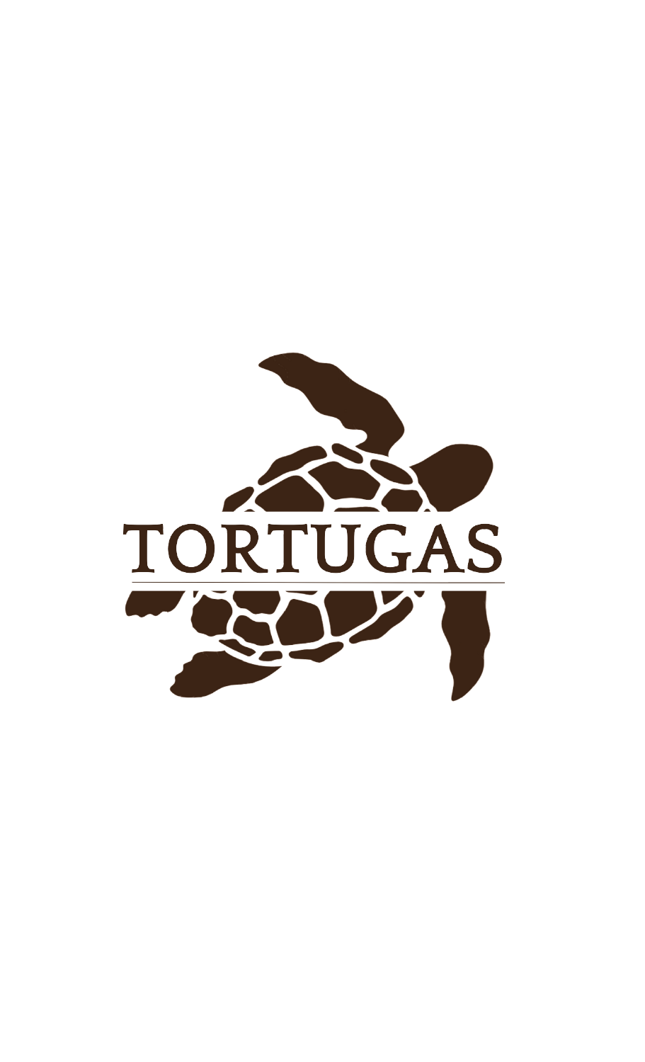TORTUGAS